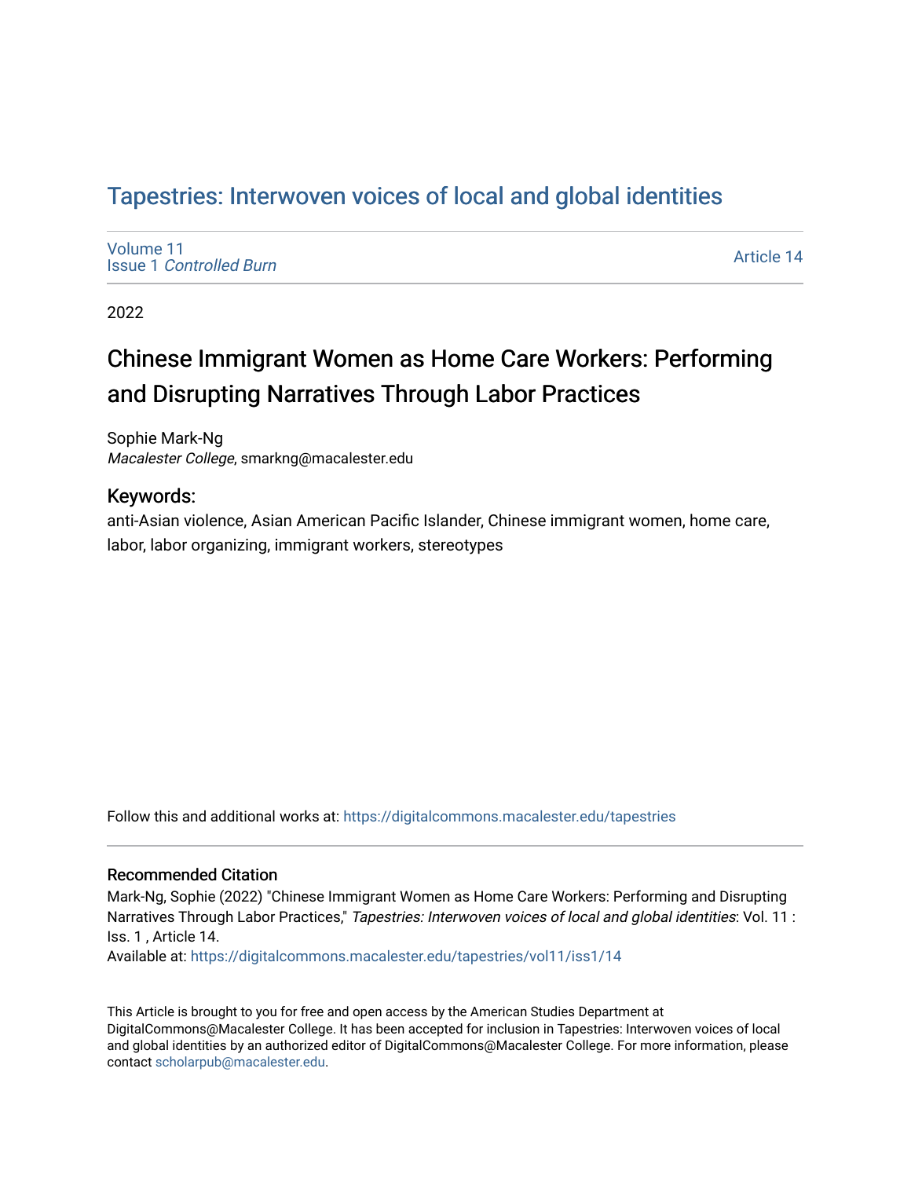# Tapestries: Interwoven voices of local and global identities

Volume 11
Issue 1 *Controlled Burn*

Article 14

2022

## Chinese Immigrant Women as Home Care Workers: Performing and Disrupting Narratives Through Labor Practices

Sophie Mark-Ng
*Macalester College*, smarkng@macalester.edu

### Keywords:

anti-Asian violence, Asian American Pacific Islander, Chinese immigrant women, home care, labor, labor organizing, immigrant workers, stereotypes

Follow this and additional works at: https://digitalcommons.macalester.edu/tapestries

### Recommended Citation

Mark-Ng, Sophie (2022) "Chinese Immigrant Women as Home Care Workers: Performing and Disrupting Narratives Through Labor Practices," *Tapestries: Interwoven voices of local and global identities*: Vol. 11 : Iss. 1 , Article 14.
Available at: https://digitalcommons.macalester.edu/tapestries/vol11/iss1/14

This Article is brought to you for free and open access by the American Studies Department at DigitalCommons@Macalester College. It has been accepted for inclusion in Tapestries: Interwoven voices of local and global identities by an authorized editor of DigitalCommons@Macalester College. For more information, please contact scholarpub@macalester.edu.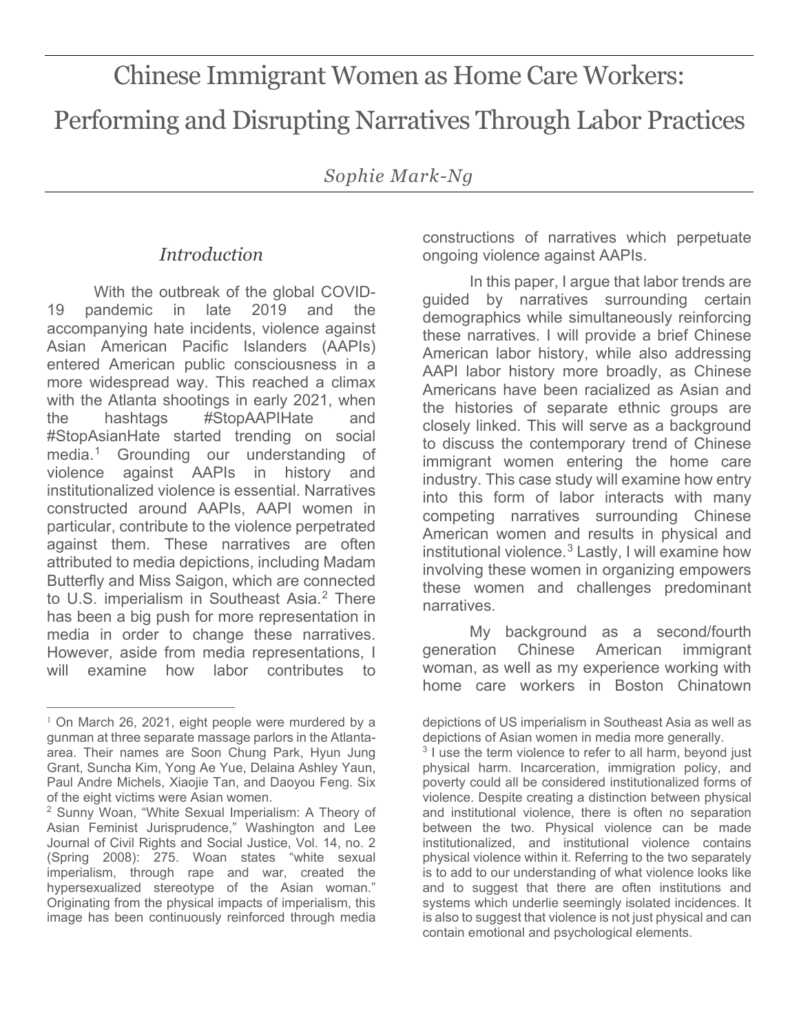# Chinese Immigrant Women as Home Care Workers: Performing and Disrupting Narratives Through Labor Practices

*Sophie Mark-Ng*

## *Introduction*

With the outbreak of the global COVID-19 pandemic in late 2019 and the accompanying hate incidents, violence against Asian American Pacific Islanders (AAPIs) entered American public consciousness in a more widespread way. This reached a climax with the Atlanta shootings in early 2021, when the hashtags #StopAAPIHate and #StopAsianHate started trending on social media.[1] Grounding our understanding of violence against AAPIs in history and institutionalized violence is essential. Narratives constructed around AAPIs, AAPI women in particular, contribute to the violence perpetrated against them. These narratives are often attributed to media depictions, including Madam Butterfly and Miss Saigon, which are connected to U.S. imperialism in Southeast Asia.[2] There has been a big push for more representation in media in order to change these narratives. However, aside from media representations, I will examine how labor contributes to constructions of narratives which perpetuate ongoing violence against AAPIs.

In this paper, I argue that labor trends are guided by narratives surrounding certain demographics while simultaneously reinforcing these narratives. I will provide a brief Chinese American labor history, while also addressing AAPI labor history more broadly, as Chinese Americans have been racialized as Asian and the histories of separate ethnic groups are closely linked. This will serve as a background to discuss the contemporary trend of Chinese immigrant women entering the home care industry. This case study will examine how entry into this form of labor interacts with many competing narratives surrounding Chinese American women and results in physical and institutional violence.[3] Lastly, I will examine how involving these women in organizing empowers these women and challenges predominant narratives.

My background as a second/fourth generation Chinese American immigrant woman, as well as my experience working with home care workers in Boston Chinatown

---

[1] On March 26, 2021, eight people were murdered by a gunman at three separate massage parlors in the Atlanta-area. Their names are Soon Chung Park, Hyun Jung Grant, Suncha Kim, Yong Ae Yue, Delaina Ashley Yaun, Paul Andre Michels, Xiaojie Tan, and Daoyou Feng. Six of the eight victims were Asian women.

[2] Sunny Woan, "White Sexual Imperialism: A Theory of Asian Feminist Jurisprudence," Washington and Lee Journal of Civil Rights and Social Justice, Vol. 14, no. 2 (Spring 2008): 275. Woan states "white sexual imperialism, through rape and war, created the hypersexualized stereotype of the Asian woman." Originating from the physical impacts of imperialism, this image has been continuously reinforced through media depictions of US imperialism in Southeast Asia as well as depictions of Asian women in media more generally.

[3] I use the term violence to refer to all harm, beyond just physical harm. Incarceration, immigration policy, and poverty could all be considered institutionalized forms of violence. Despite creating a distinction between physical and institutional violence, there is often no separation between the two. Physical violence can be made institutionalized, and institutional violence contains physical violence within it. Referring to the two separately is to add to our understanding of what violence looks like and to suggest that there are often institutions and systems which underlie seemingly isolated incidences. It is also to suggest that violence is not just physical and can contain emotional and psychological elements.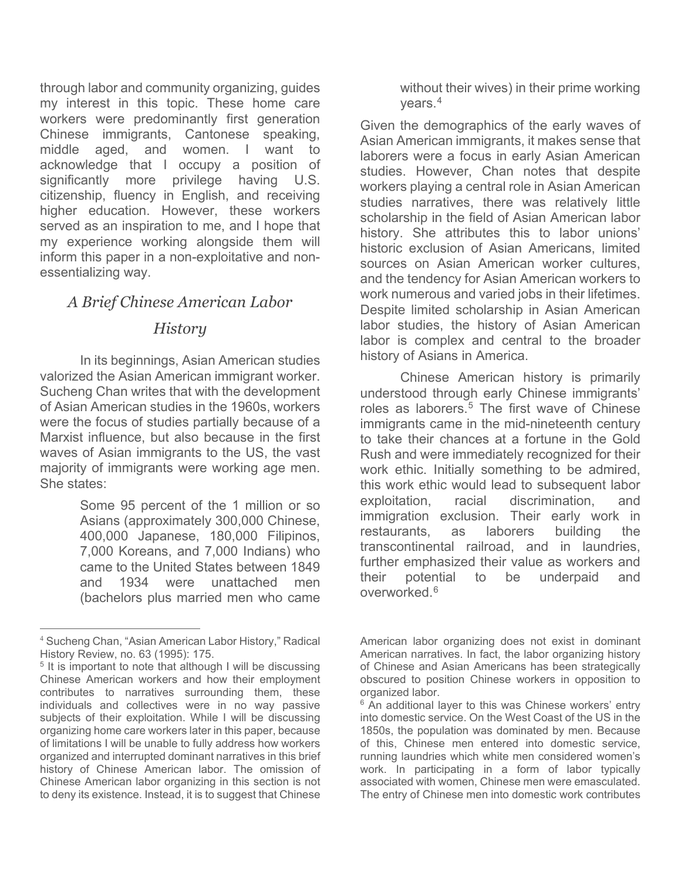through labor and community organizing, guides my interest in this topic. These home care workers were predominantly first generation Chinese immigrants, Cantonese speaking, middle aged, and women. I want to acknowledge that I occupy a position of significantly more privilege having U.S. citizenship, fluency in English, and receiving higher education. However, these workers served as an inspiration to me, and I hope that my experience working alongside them will inform this paper in a non-exploitative and non-essentializing way.

## *A Brief Chinese American Labor History*

In its beginnings, Asian American studies valorized the Asian American immigrant worker. Sucheng Chan writes that with the development of Asian American studies in the 1960s, workers were the focus of studies partially because of a Marxist influence, but also because in the first waves of Asian immigrants to the US, the vast majority of immigrants were working age men. She states:

> Some 95 percent of the 1 million or so Asians (approximately 300,000 Chinese, 400,000 Japanese, 180,000 Filipinos, 7,000 Koreans, and 7,000 Indians) who came to the United States between 1849 and 1934 were unattached men (bachelors plus married men who came without their wives) in their prime working years.[4]

Given the demographics of the early waves of Asian American immigrants, it makes sense that laborers were a focus in early Asian American studies. However, Chan notes that despite workers playing a central role in Asian American studies narratives, there was relatively little scholarship in the field of Asian American labor history. She attributes this to labor unions' historic exclusion of Asian Americans, limited sources on Asian American worker cultures, and the tendency for Asian American workers to work numerous and varied jobs in their lifetimes. Despite limited scholarship in Asian American labor studies, the history of Asian American labor is complex and central to the broader history of Asians in America.

Chinese American history is primarily understood through early Chinese immigrants' roles as laborers.[5] The first wave of Chinese immigrants came in the mid-nineteenth century to take their chances at a fortune in the Gold Rush and were immediately recognized for their work ethic. Initially something to be admired, this work ethic would lead to subsequent labor exploitation, racial discrimination, and immigration exclusion. Their early work in restaurants, as laborers building the transcontinental railroad, and in laundries, further emphasized their value as workers and their potential to be underpaid and overworked.[6]

---

[4] Sucheng Chan, "Asian American Labor History," Radical History Review, no. 63 (1995): 175.

[5] It is important to note that although I will be discussing Chinese American workers and how their employment contributes to narratives surrounding them, these individuals and collectives were in no way passive subjects of their exploitation. While I will be discussing organizing home care workers later in this paper, because of limitations I will be unable to fully address how workers organized and interrupted dominant narratives in this brief history of Chinese American labor. The omission of Chinese American labor organizing in this section is not to deny its existence. Instead, it is to suggest that Chinese American labor organizing does not exist in dominant American narratives. In fact, the labor organizing history of Chinese and Asian Americans has been strategically obscured to position Chinese workers in opposition to organized labor.

[6] An additional layer to this was Chinese workers' entry into domestic service. On the West Coast of the US in the 1850s, the population was dominated by men. Because of this, Chinese men entered into domestic service, running laundries which white men considered women's work. In participating in a form of labor typically associated with women, Chinese men were emasculated. The entry of Chinese men into domestic work contributes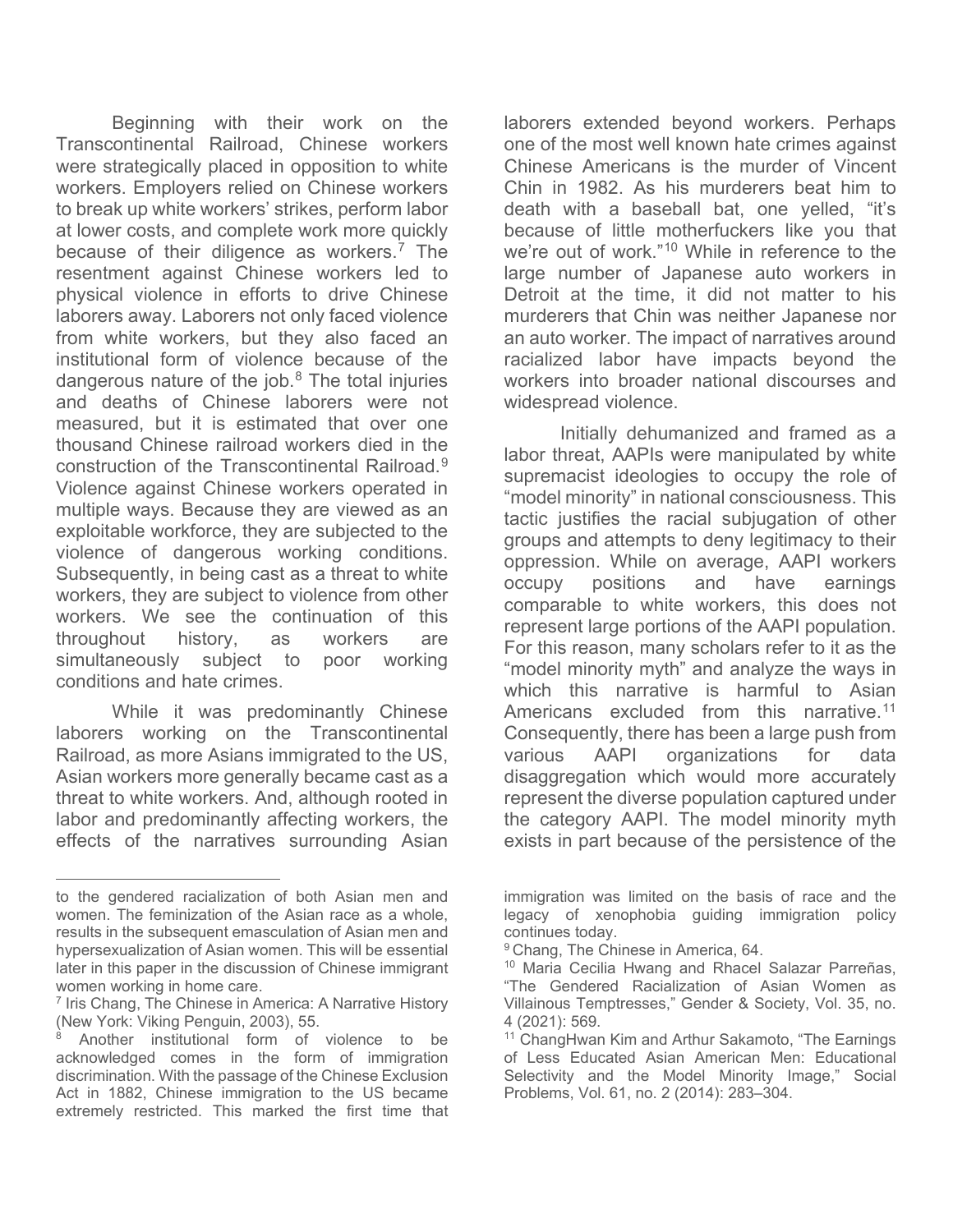Beginning with their work on the Transcontinental Railroad, Chinese workers were strategically placed in opposition to white workers. Employers relied on Chinese workers to break up white workers' strikes, perform labor at lower costs, and complete work more quickly because of their diligence as workers.[7] The resentment against Chinese workers led to physical violence in efforts to drive Chinese laborers away. Laborers not only faced violence from white workers, but they also faced an institutional form of violence because of the dangerous nature of the job.[8] The total injuries and deaths of Chinese laborers were not measured, but it is estimated that over one thousand Chinese railroad workers died in the construction of the Transcontinental Railroad.[9] Violence against Chinese workers operated in multiple ways. Because they are viewed as an exploitable workforce, they are subjected to the violence of dangerous working conditions. Subsequently, in being cast as a threat to white workers, they are subject to violence from other workers. We see the continuation of this throughout history, as workers are simultaneously subject to poor working conditions and hate crimes.

While it was predominantly Chinese laborers working on the Transcontinental Railroad, as more Asians immigrated to the US, Asian workers more generally became cast as a threat to white workers. And, although rooted in labor and predominantly affecting workers, the effects of the narratives surrounding Asian laborers extended beyond workers. Perhaps one of the most well known hate crimes against Chinese Americans is the murder of Vincent Chin in 1982. As his murderers beat him to death with a baseball bat, one yelled, "it's because of little motherfuckers like you that we're out of work."[10] While in reference to the large number of Japanese auto workers in Detroit at the time, it did not matter to his murderers that Chin was neither Japanese nor an auto worker. The impact of narratives around racialized labor have impacts beyond the workers into broader national discourses and widespread violence.

Initially dehumanized and framed as a labor threat, AAPIs were manipulated by white supremacist ideologies to occupy the role of "model minority" in national consciousness. This tactic justifies the racial subjugation of other groups and attempts to deny legitimacy to their oppression. While on average, AAPI workers occupy positions and have earnings comparable to white workers, this does not represent large portions of the AAPI population. For this reason, many scholars refer to it as the "model minority myth" and analyze the ways in which this narrative is harmful to Asian Americans excluded from this narrative.[11] Consequently, there has been a large push from various AAPI organizations for data disaggregation which would more accurately represent the diverse population captured under the category AAPI. The model minority myth exists in part because of the persistence of the

---

to the gendered racialization of both Asian men and women. The feminization of the Asian race as a whole, results in the subsequent emasculation of Asian men and hypersexualization of Asian women. This will be essential later in this paper in the discussion of Chinese immigrant women working in home care.

[7] Iris Chang, The Chinese in America: A Narrative History (New York: Viking Penguin, 2003), 55.

[8] Another institutional form of violence to be acknowledged comes in the form of immigration discrimination. With the passage of the Chinese Exclusion Act in 1882, Chinese immigration to the US became extremely restricted. This marked the first time that immigration was limited on the basis of race and the legacy of xenophobia guiding immigration policy continues today.

[9] Chang, The Chinese in America, 64.

[10] Maria Cecilia Hwang and Rhacel Salazar Parreñas, "The Gendered Racialization of Asian Women as Villainous Temptresses," Gender & Society, Vol. 35, no. 4 (2021): 569.

[11] ChangHwan Kim and Arthur Sakamoto, "The Earnings of Less Educated Asian American Men: Educational Selectivity and the Model Minority Image," Social Problems, Vol. 61, no. 2 (2014): 283–304.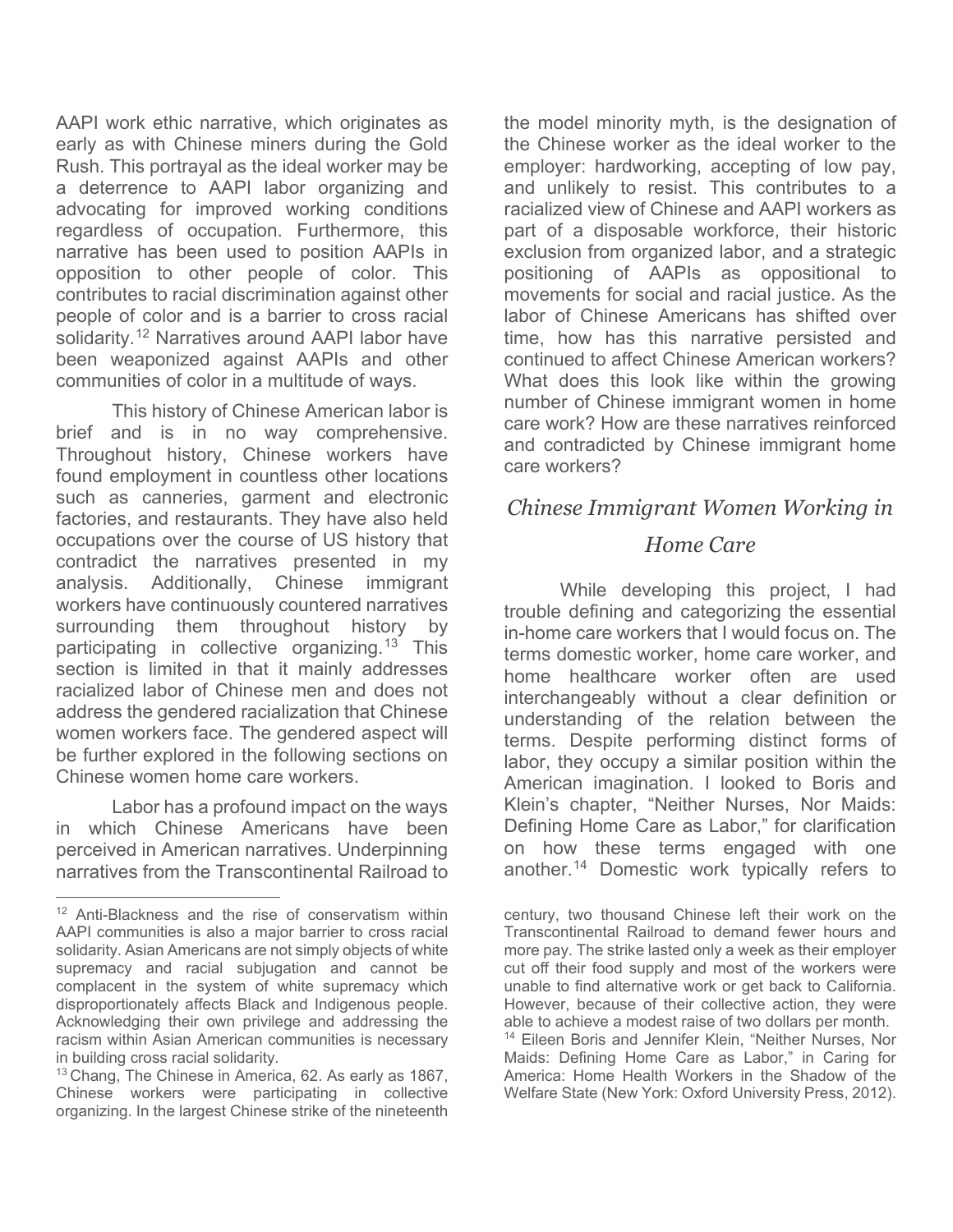AAPI work ethic narrative, which originates as early as with Chinese miners during the Gold Rush. This portrayal as the ideal worker may be a deterrence to AAPI labor organizing and advocating for improved working conditions regardless of occupation. Furthermore, this narrative has been used to position AAPIs in opposition to other people of color. This contributes to racial discrimination against other people of color and is a barrier to cross racial solidarity.[12] Narratives around AAPI labor have been weaponized against AAPIs and other communities of color in a multitude of ways.

This history of Chinese American labor is brief and is in no way comprehensive. Throughout history, Chinese workers have found employment in countless other locations such as canneries, garment and electronic factories, and restaurants. They have also held occupations over the course of US history that contradict the narratives presented in my analysis. Additionally, Chinese immigrant workers have continuously countered narratives surrounding them throughout history by participating in collective organizing.[13] This section is limited in that it mainly addresses racialized labor of Chinese men and does not address the gendered racialization that Chinese women workers face. The gendered aspect will be further explored in the following sections on Chinese women home care workers.

Labor has a profound impact on the ways in which Chinese Americans have been perceived in American narratives. Underpinning narratives from the Transcontinental Railroad to the model minority myth, is the designation of the Chinese worker as the ideal worker to the employer: hardworking, accepting of low pay, and unlikely to resist. This contributes to a racialized view of Chinese and AAPI workers as part of a disposable workforce, their historic exclusion from organized labor, and a strategic positioning of AAPIs as oppositional to movements for social and racial justice. As the labor of Chinese Americans has shifted over time, how has this narrative persisted and continued to affect Chinese American workers? What does this look like within the growing number of Chinese immigrant women in home care work? How are these narratives reinforced and contradicted by Chinese immigrant home care workers?

## *Chinese Immigrant Women Working in Home Care*

While developing this project, I had trouble defining and categorizing the essential in-home care workers that I would focus on. The terms domestic worker, home care worker, and home healthcare worker often are used interchangeably without a clear definition or understanding of the relation between the terms. Despite performing distinct forms of labor, they occupy a similar position within the American imagination. I looked to Boris and Klein's chapter, "Neither Nurses, Nor Maids: Defining Home Care as Labor," for clarification on how these terms engaged with one another.[14] Domestic work typically refers to

---

[12] Anti-Blackness and the rise of conservatism within AAPI communities is also a major barrier to cross racial solidarity. Asian Americans are not simply objects of white supremacy and racial subjugation and cannot be complacent in the system of white supremacy which disproportionately affects Black and Indigenous people. Acknowledging their own privilege and addressing the racism within Asian American communities is necessary in building cross racial solidarity.

[13] Chang, The Chinese in America, 62. As early as 1867, Chinese workers were participating in collective organizing. In the largest Chinese strike of the nineteenth century, two thousand Chinese left their work on the Transcontinental Railroad to demand fewer hours and more pay. The strike lasted only a week as their employer cut off their food supply and most of the workers were unable to find alternative work or get back to California. However, because of their collective action, they were able to achieve a modest raise of two dollars per month.

[14] Eileen Boris and Jennifer Klein, "Neither Nurses, Nor Maids: Defining Home Care as Labor," in Caring for America: Home Health Workers in the Shadow of the Welfare State (New York: Oxford University Press, 2012).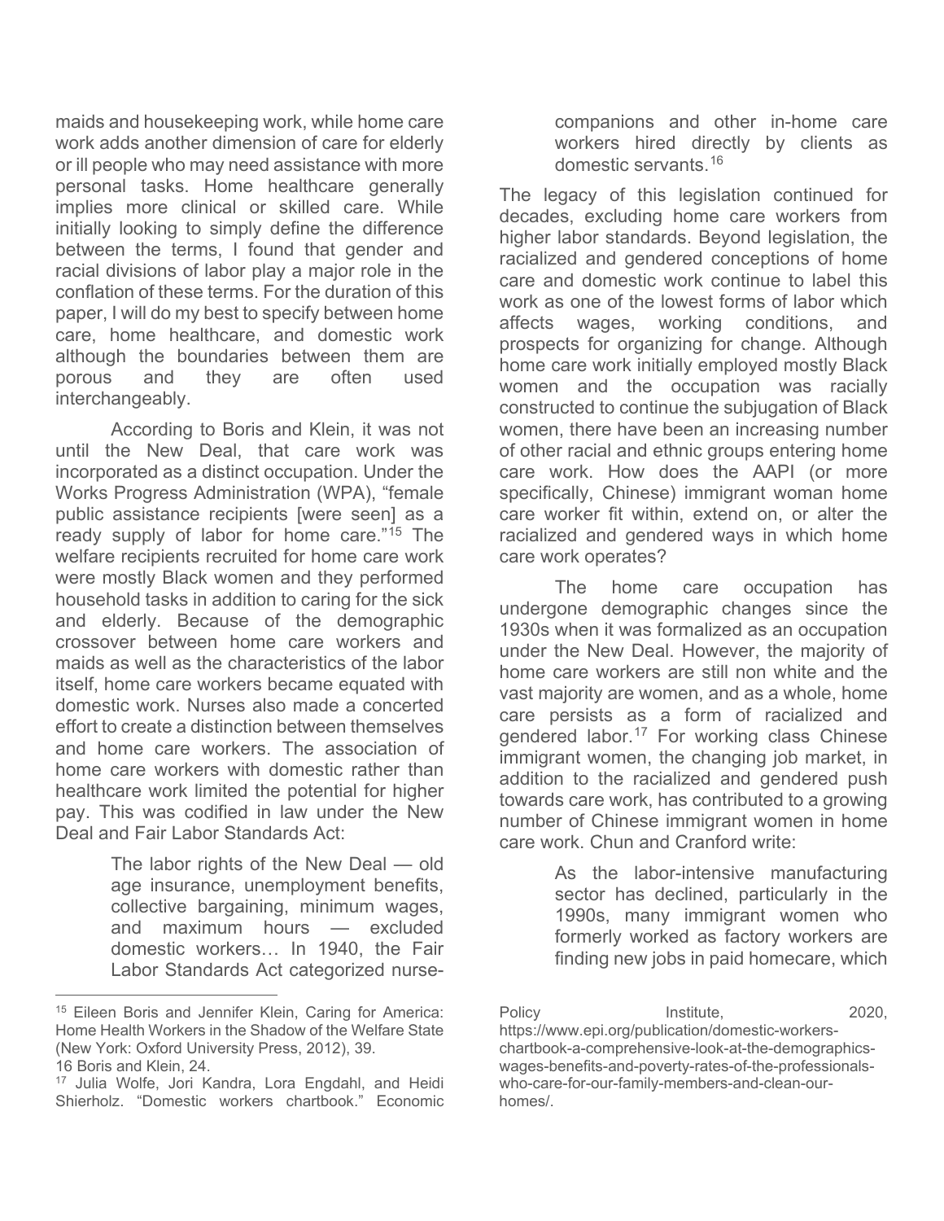maids and housekeeping work, while home care work adds another dimension of care for elderly or ill people who may need assistance with more personal tasks. Home healthcare generally implies more clinical or skilled care. While initially looking to simply define the difference between the terms, I found that gender and racial divisions of labor play a major role in the conflation of these terms. For the duration of this paper, I will do my best to specify between home care, home healthcare, and domestic work although the boundaries between them are porous and they are often used interchangeably.

According to Boris and Klein, it was not until the New Deal, that care work was incorporated as a distinct occupation. Under the Works Progress Administration (WPA), "female public assistance recipients [were seen] as a ready supply of labor for home care."[15] The welfare recipients recruited for home care work were mostly Black women and they performed household tasks in addition to caring for the sick and elderly. Because of the demographic crossover between home care workers and maids as well as the characteristics of the labor itself, home care workers became equated with domestic work. Nurses also made a concerted effort to create a distinction between themselves and home care workers. The association of home care workers with domestic rather than healthcare work limited the potential for higher pay. This was codified in law under the New Deal and Fair Labor Standards Act:

> The labor rights of the New Deal — old age insurance, unemployment benefits, collective bargaining, minimum wages, and maximum hours — excluded domestic workers… In 1940, the Fair Labor Standards Act categorized nurse-companions and other in-home care workers hired directly by clients as domestic servants.[16]

The legacy of this legislation continued for decades, excluding home care workers from higher labor standards. Beyond legislation, the racialized and gendered conceptions of home care and domestic work continue to label this work as one of the lowest forms of labor which affects wages, working conditions, and prospects for organizing for change. Although home care work initially employed mostly Black women and the occupation was racially constructed to continue the subjugation of Black women, there have been an increasing number of other racial and ethnic groups entering home care work. How does the AAPI (or more specifically, Chinese) immigrant woman home care worker fit within, extend on, or alter the racialized and gendered ways in which home care work operates?

The home care occupation has undergone demographic changes since the 1930s when it was formalized as an occupation under the New Deal. However, the majority of home care workers are still non white and the vast majority are women, and as a whole, home care persists as a form of racialized and gendered labor.[17] For working class Chinese immigrant women, the changing job market, in addition to the racialized and gendered push towards care work, has contributed to a growing number of Chinese immigrant women in home care work. Chun and Cranford write:

> As the labor-intensive manufacturing sector has declined, particularly in the 1990s, many immigrant women who formerly worked as factory workers are finding new jobs in paid homecare, which

---

[15] Eileen Boris and Jennifer Klein, Caring for America: Home Health Workers in the Shadow of the Welfare State (New York: Oxford University Press, 2012), 39.

16 Boris and Klein, 24.

[17] Julia Wolfe, Jori Kandra, Lora Engdahl, and Heidi Shierholz. "Domestic workers chartbook." Economic Policy Institute, 2020, https://www.epi.org/publication/domestic-workers-chartbook-a-comprehensive-look-at-the-demographics-wages-benefits-and-poverty-rates-of-the-professionals-who-care-for-our-family-members-and-clean-our-homes/.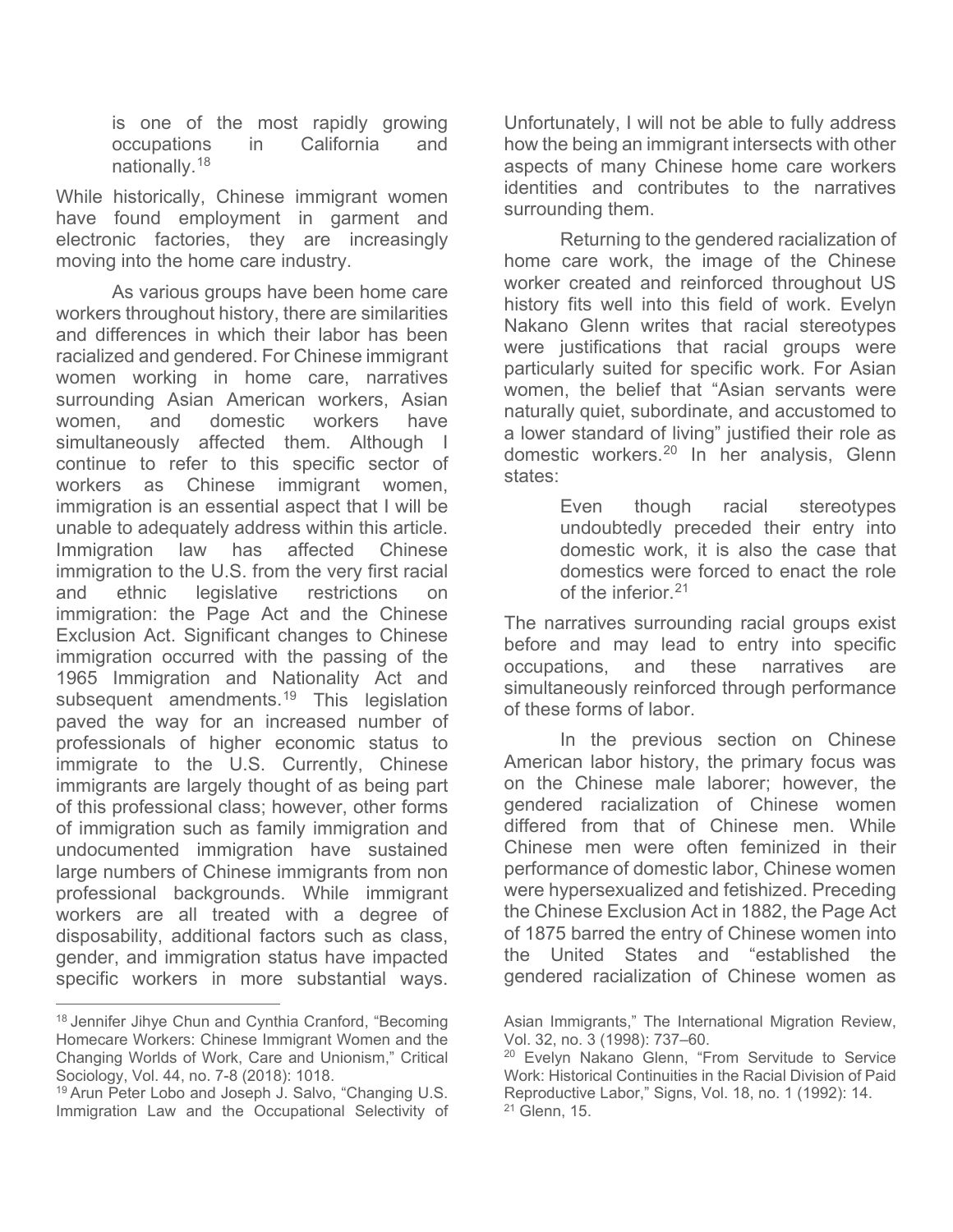> is one of the most rapidly growing occupations in California and nationally.[18]

While historically, Chinese immigrant women have found employment in garment and electronic factories, they are increasingly moving into the home care industry.

As various groups have been home care workers throughout history, there are similarities and differences in which their labor has been racialized and gendered. For Chinese immigrant women working in home care, narratives surrounding Asian American workers, Asian women, and domestic workers have simultaneously affected them. Although I continue to refer to this specific sector of workers as Chinese immigrant women, immigration is an essential aspect that I will be unable to adequately address within this article. Immigration law has affected Chinese immigration to the U.S. from the very first racial and ethnic legislative restrictions on immigration: the Page Act and the Chinese Exclusion Act. Significant changes to Chinese immigration occurred with the passing of the 1965 Immigration and Nationality Act and subsequent amendments.[19] This legislation paved the way for an increased number of professionals of higher economic status to immigrate to the U.S. Currently, Chinese immigrants are largely thought of as being part of this professional class; however, other forms of immigration such as family immigration and undocumented immigration have sustained large numbers of Chinese immigrants from non professional backgrounds. While immigrant workers are all treated with a degree of disposability, additional factors such as class, gender, and immigration status have impacted specific workers in more substantial ways. Unfortunately, I will not be able to fully address how the being an immigrant intersects with other aspects of many Chinese home care workers identities and contributes to the narratives surrounding them.

Returning to the gendered racialization of home care work, the image of the Chinese worker created and reinforced throughout US history fits well into this field of work. Evelyn Nakano Glenn writes that racial stereotypes were justifications that racial groups were particularly suited for specific work. For Asian women, the belief that "Asian servants were naturally quiet, subordinate, and accustomed to a lower standard of living" justified their role as domestic workers.[20] In her analysis, Glenn states:

> Even though racial stereotypes undoubtedly preceded their entry into domestic work, it is also the case that domestics were forced to enact the role of the inferior.[21]

The narratives surrounding racial groups exist before and may lead to entry into specific occupations, and these narratives are simultaneously reinforced through performance of these forms of labor.

In the previous section on Chinese American labor history, the primary focus was on the Chinese male laborer; however, the gendered racialization of Chinese women differed from that of Chinese men. While Chinese men were often feminized in their performance of domestic labor, Chinese women were hypersexualized and fetishized. Preceding the Chinese Exclusion Act in 1882, the Page Act of 1875 barred the entry of Chinese women into the United States and "established the gendered racialization of Chinese women as

---

[18] Jennifer Jihye Chun and Cynthia Cranford, "Becoming Homecare Workers: Chinese Immigrant Women and the Changing Worlds of Work, Care and Unionism," Critical Sociology, Vol. 44, no. 7-8 (2018): 1018.

[19] Arun Peter Lobo and Joseph J. Salvo, "Changing U.S. Immigration Law and the Occupational Selectivity of Asian Immigrants," The International Migration Review, Vol. 32, no. 3 (1998): 737–60.

[20] Evelyn Nakano Glenn, "From Servitude to Service Work: Historical Continuities in the Racial Division of Paid Reproductive Labor," Signs, Vol. 18, no. 1 (1992): 14.

[21] Glenn, 15.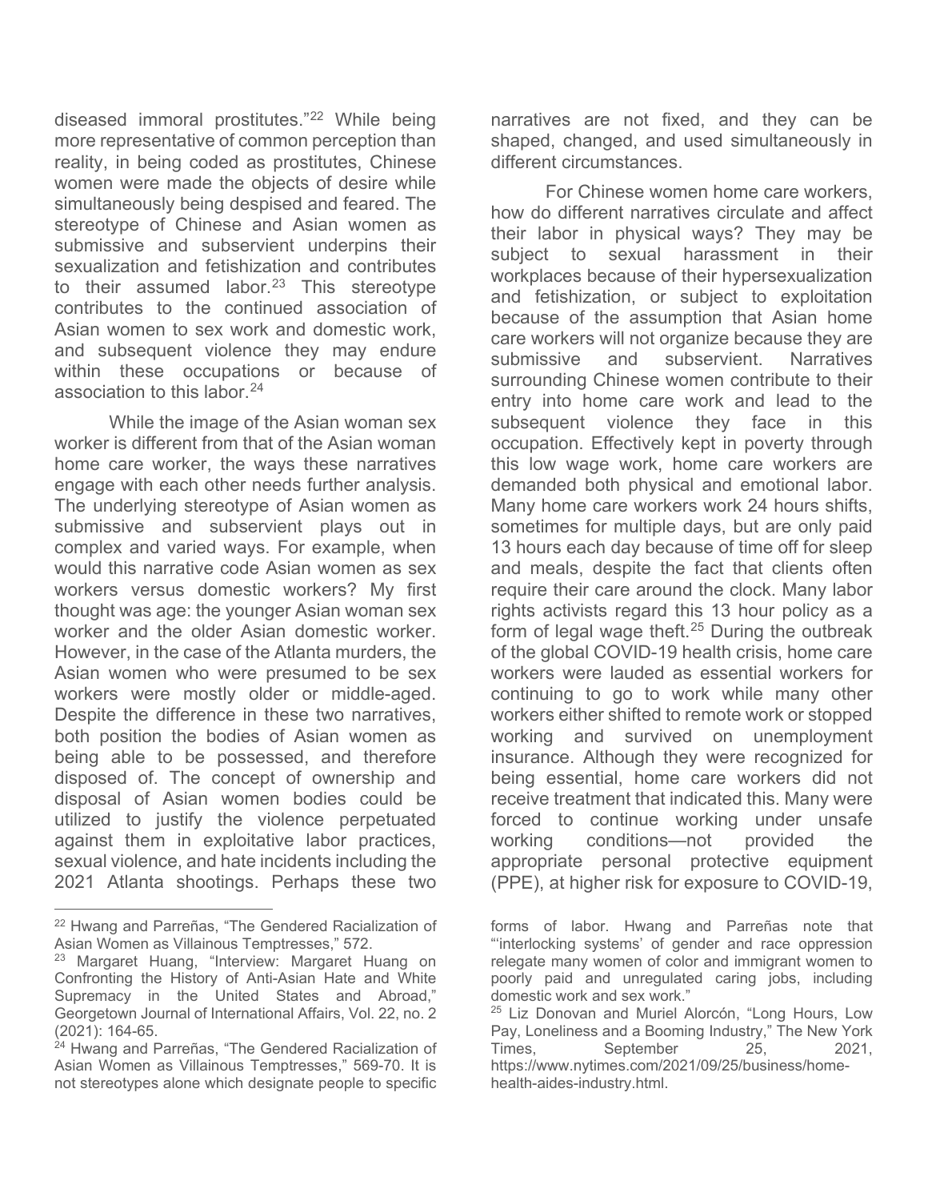diseased immoral prostitutes."[22] While being more representative of common perception than reality, in being coded as prostitutes, Chinese women were made the objects of desire while simultaneously being despised and feared. The stereotype of Chinese and Asian women as submissive and subservient underpins their sexualization and fetishization and contributes to their assumed labor.[23] This stereotype contributes to the continued association of Asian women to sex work and domestic work, and subsequent violence they may endure within these occupations or because of association to this labor.[24]

While the image of the Asian woman sex worker is different from that of the Asian woman home care worker, the ways these narratives engage with each other needs further analysis. The underlying stereotype of Asian women as submissive and subservient plays out in complex and varied ways. For example, when would this narrative code Asian women as sex workers versus domestic workers? My first thought was age: the younger Asian woman sex worker and the older Asian domestic worker. However, in the case of the Atlanta murders, the Asian women who were presumed to be sex workers were mostly older or middle-aged. Despite the difference in these two narratives, both position the bodies of Asian women as being able to be possessed, and therefore disposed of. The concept of ownership and disposal of Asian women bodies could be utilized to justify the violence perpetuated against them in exploitative labor practices, sexual violence, and hate incidents including the 2021 Atlanta shootings. Perhaps these two narratives are not fixed, and they can be shaped, changed, and used simultaneously in different circumstances.

For Chinese women home care workers, how do different narratives circulate and affect their labor in physical ways? They may be subject to sexual harassment in their workplaces because of their hypersexualization and fetishization, or subject to exploitation because of the assumption that Asian home care workers will not organize because they are submissive and subservient. Narratives surrounding Chinese women contribute to their entry into home care work and lead to the subsequent violence they face in this occupation. Effectively kept in poverty through this low wage work, home care workers are demanded both physical and emotional labor. Many home care workers work 24 hours shifts, sometimes for multiple days, but are only paid 13 hours each day because of time off for sleep and meals, despite the fact that clients often require their care around the clock. Many labor rights activists regard this 13 hour policy as a form of legal wage theft.[25] During the outbreak of the global COVID-19 health crisis, home care workers were lauded as essential workers for continuing to go to work while many other workers either shifted to remote work or stopped working and survived on unemployment insurance. Although they were recognized for being essential, home care workers did not receive treatment that indicated this. Many were forced to continue working under unsafe working conditions—not provided the appropriate personal protective equipment (PPE), at higher risk for exposure to COVID-19,

---

[22] Hwang and Parreñas, "The Gendered Racialization of Asian Women as Villainous Temptresses," 572.

[23] Margaret Huang, "Interview: Margaret Huang on Confronting the History of Anti-Asian Hate and White Supremacy in the United States and Abroad," Georgetown Journal of International Affairs, Vol. 22, no. 2 (2021): 164-65.

[24] Hwang and Parreñas, "The Gendered Racialization of Asian Women as Villainous Temptresses," 569-70. It is not stereotypes alone which designate people to specific forms of labor. Hwang and Parreñas note that "'interlocking systems' of gender and race oppression relegate many women of color and immigrant women to poorly paid and unregulated caring jobs, including domestic work and sex work."

[25] Liz Donovan and Muriel Alorcón, "Long Hours, Low Pay, Loneliness and a Booming Industry," The New York Times, September 25, 2021, https://www.nytimes.com/2021/09/25/business/home-health-aides-industry.html.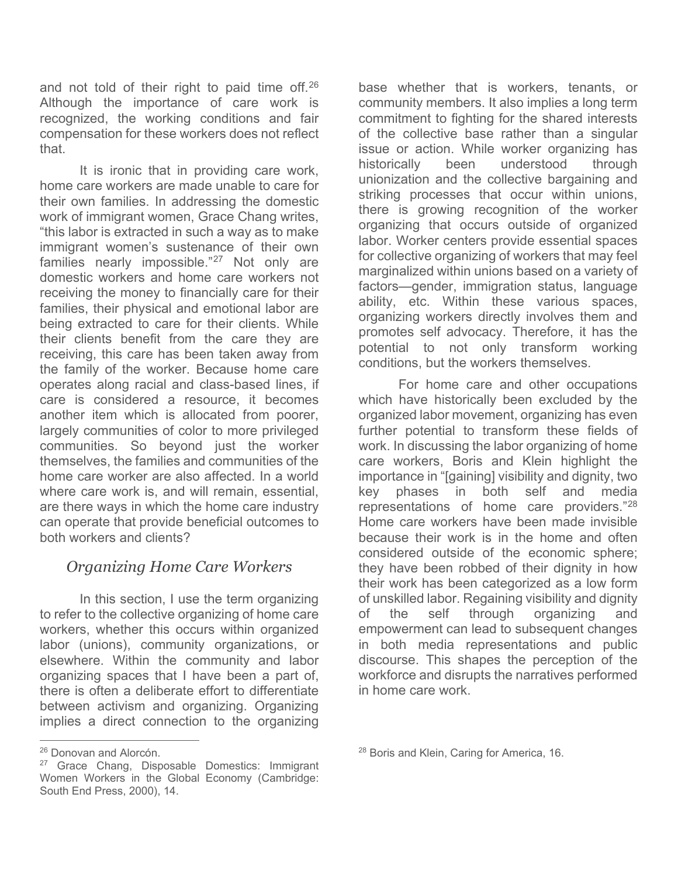and not told of their right to paid time off.[26] Although the importance of care work is recognized, the working conditions and fair compensation for these workers does not reflect that.

It is ironic that in providing care work, home care workers are made unable to care for their own families. In addressing the domestic work of immigrant women, Grace Chang writes, "this labor is extracted in such a way as to make immigrant women's sustenance of their own families nearly impossible."[27] Not only are domestic workers and home care workers not receiving the money to financially care for their families, their physical and emotional labor are being extracted to care for their clients. While their clients benefit from the care they are receiving, this care has been taken away from the family of the worker. Because home care operates along racial and class-based lines, if care is considered a resource, it becomes another item which is allocated from poorer, largely communities of color to more privileged communities. So beyond just the worker themselves, the families and communities of the home care worker are also affected. In a world where care work is, and will remain, essential, are there ways in which the home care industry can operate that provide beneficial outcomes to both workers and clients?

## *Organizing Home Care Workers*

In this section, I use the term organizing to refer to the collective organizing of home care workers, whether this occurs within organized labor (unions), community organizations, or elsewhere. Within the community and labor organizing spaces that I have been a part of, there is often a deliberate effort to differentiate between activism and organizing. Organizing implies a direct connection to the organizing base whether that is workers, tenants, or community members. It also implies a long term commitment to fighting for the shared interests of the collective base rather than a singular issue or action. While worker organizing has historically been understood through unionization and the collective bargaining and striking processes that occur within unions, there is growing recognition of the worker organizing that occurs outside of organized labor. Worker centers provide essential spaces for collective organizing of workers that may feel marginalized within unions based on a variety of factors—gender, immigration status, language ability, etc. Within these various spaces, organizing workers directly involves them and promotes self advocacy. Therefore, it has the potential to not only transform working conditions, but the workers themselves.

For home care and other occupations which have historically been excluded by the organized labor movement, organizing has even further potential to transform these fields of work. In discussing the labor organizing of home care workers, Boris and Klein highlight the importance in "[gaining] visibility and dignity, two key phases in both self and media representations of home care providers."[28] Home care workers have been made invisible because their work is in the home and often considered outside of the economic sphere; they have been robbed of their dignity in how their work has been categorized as a low form of unskilled labor. Regaining visibility and dignity of the self through organizing and empowerment can lead to subsequent changes in both media representations and public discourse. This shapes the perception of the workforce and disrupts the narratives performed in home care work.

---

[26] Donovan and Alorcón.

[27] Grace Chang, Disposable Domestics: Immigrant Women Workers in the Global Economy (Cambridge: South End Press, 2000), 14.

[28] Boris and Klein, Caring for America, 16.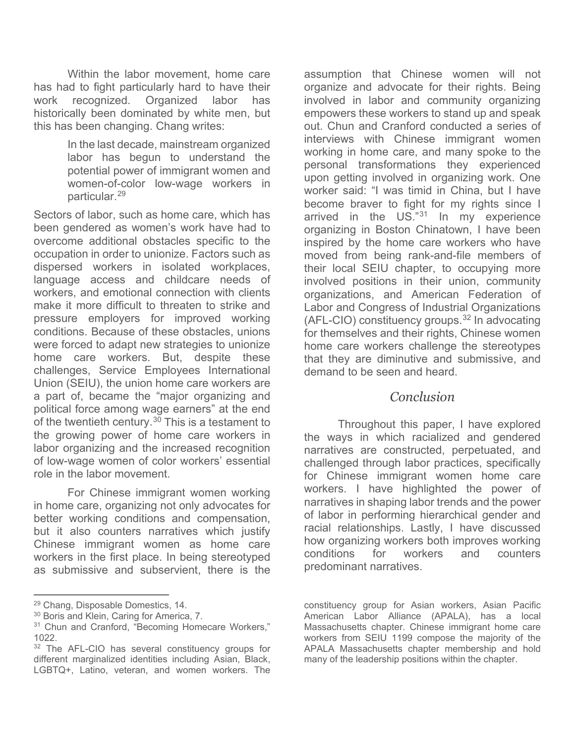Within the labor movement, home care has had to fight particularly hard to have their work recognized. Organized labor has historically been dominated by white men, but this has been changing. Chang writes:

> In the last decade, mainstream organized labor has begun to understand the potential power of immigrant women and women-of-color low-wage workers in particular.[29]

Sectors of labor, such as home care, which has been gendered as women's work have had to overcome additional obstacles specific to the occupation in order to unionize. Factors such as dispersed workers in isolated workplaces, language access and childcare needs of workers, and emotional connection with clients make it more difficult to threaten to strike and pressure employers for improved working conditions. Because of these obstacles, unions were forced to adapt new strategies to unionize home care workers. But, despite these challenges, Service Employees International Union (SEIU), the union home care workers are a part of, became the "major organizing and political force among wage earners" at the end of the twentieth century.[30] This is a testament to the growing power of home care workers in labor organizing and the increased recognition of low-wage women of color workers' essential role in the labor movement.

For Chinese immigrant women working in home care, organizing not only advocates for better working conditions and compensation, but it also counters narratives which justify Chinese immigrant women as home care workers in the first place. In being stereotyped as submissive and subservient, there is the assumption that Chinese women will not organize and advocate for their rights. Being involved in labor and community organizing empowers these workers to stand up and speak out. Chun and Cranford conducted a series of interviews with Chinese immigrant women working in home care, and many spoke to the personal transformations they experienced upon getting involved in organizing work. One worker said: "I was timid in China, but I have become braver to fight for my rights since I arrived in the US."[31] In my experience organizing in Boston Chinatown, I have been inspired by the home care workers who have moved from being rank-and-file members of their local SEIU chapter, to occupying more involved positions in their union, community organizations, and American Federation of Labor and Congress of Industrial Organizations (AFL-CIO) constituency groups.[32] In advocating for themselves and their rights, Chinese women home care workers challenge the stereotypes that they are diminutive and submissive, and demand to be seen and heard.

## *Conclusion*

Throughout this paper, I have explored the ways in which racialized and gendered narratives are constructed, perpetuated, and challenged through labor practices, specifically for Chinese immigrant women home care workers. I have highlighted the power of narratives in shaping labor trends and the power of labor in performing hierarchical gender and racial relationships. Lastly, I have discussed how organizing workers both improves working conditions for workers and counters predominant narratives.

---

[29] Chang, Disposable Domestics, 14.

[30] Boris and Klein, Caring for America, 7.

[31] Chun and Cranford, "Becoming Homecare Workers," 1022.

[32] The AFL-CIO has several constituency groups for different marginalized identities including Asian, Black, LGBTQ+, Latino, veteran, and women workers. The constituency group for Asian workers, Asian Pacific American Labor Alliance (APALA), has a local Massachusetts chapter. Chinese immigrant home care workers from SEIU 1199 compose the majority of the APALA Massachusetts chapter membership and hold many of the leadership positions within the chapter.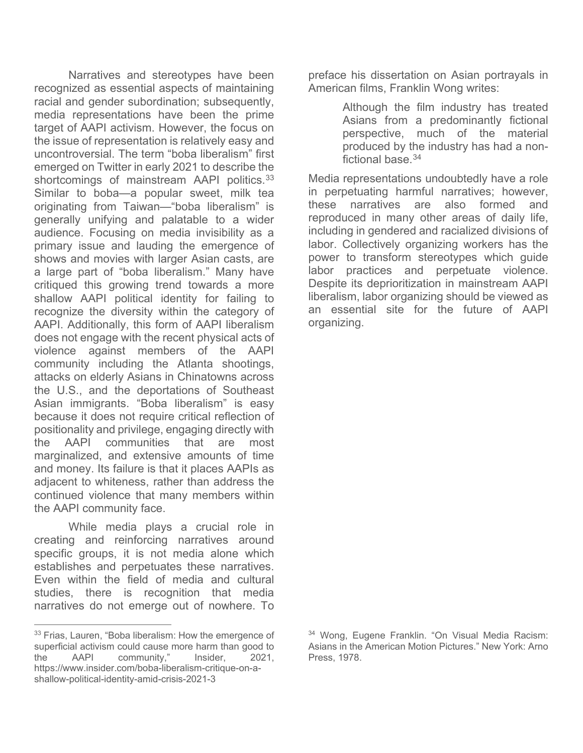Narratives and stereotypes have been recognized as essential aspects of maintaining racial and gender subordination; subsequently, media representations have been the prime target of AAPI activism. However, the focus on the issue of representation is relatively easy and uncontroversial. The term "boba liberalism" first emerged on Twitter in early 2021 to describe the shortcomings of mainstream AAPI politics.[33] Similar to boba—a popular sweet, milk tea originating from Taiwan—"boba liberalism" is generally unifying and palatable to a wider audience. Focusing on media invisibility as a primary issue and lauding the emergence of shows and movies with larger Asian casts, are a large part of "boba liberalism." Many have critiqued this growing trend towards a more shallow AAPI political identity for failing to recognize the diversity within the category of AAPI. Additionally, this form of AAPI liberalism does not engage with the recent physical acts of violence against members of the AAPI community including the Atlanta shootings, attacks on elderly Asians in Chinatowns across the U.S., and the deportations of Southeast Asian immigrants. "Boba liberalism" is easy because it does not require critical reflection of positionality and privilege, engaging directly with the AAPI communities that are most marginalized, and extensive amounts of time and money. Its failure is that it places AAPIs as adjacent to whiteness, rather than address the continued violence that many members within the AAPI community face.

While media plays a crucial role in creating and reinforcing narratives around specific groups, it is not media alone which establishes and perpetuates these narratives. Even within the field of media and cultural studies, there is recognition that media narratives do not emerge out of nowhere. To preface his dissertation on Asian portrayals in American films, Franklin Wong writes:

> Although the film industry has treated Asians from a predominantly fictional perspective, much of the material produced by the industry has had a non-fictional base.[34]

Media representations undoubtedly have a role in perpetuating harmful narratives; however, these narratives are also formed and reproduced in many other areas of daily life, including in gendered and racialized divisions of labor. Collectively organizing workers has the power to transform stereotypes which guide labor practices and perpetuate violence. Despite its deprioritization in mainstream AAPI liberalism, labor organizing should be viewed as an essential site for the future of AAPI organizing.

---

[33] Frias, Lauren, "Boba liberalism: How the emergence of superficial activism could cause more harm than good to the AAPI community," Insider, 2021, https://www.insider.com/boba-liberalism-critique-on-a-shallow-political-identity-amid-crisis-2021-3

[34] Wong, Eugene Franklin. "On Visual Media Racism: Asians in the American Motion Pictures." New York: Arno Press, 1978.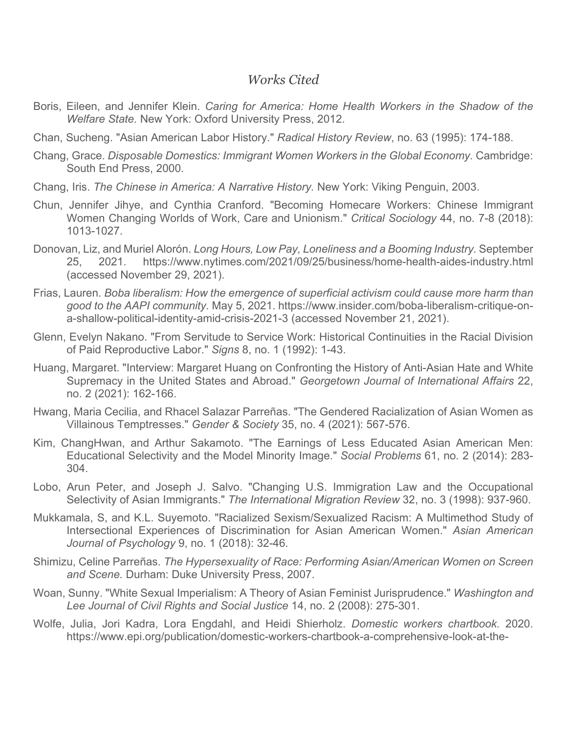## *Works Cited*

Boris, Eileen, and Jennifer Klein. *Caring for America: Home Health Workers in the Shadow of the Welfare State.* New York: Oxford University Press, 2012.

Chan, Sucheng. "Asian American Labor History." *Radical History Review*, no. 63 (1995): 174-188.

Chang, Grace. *Disposable Domestics: Immigrant Women Workers in the Global Economy.* Cambridge: South End Press, 2000.

Chang, Iris. *The Chinese in America: A Narrative History.* New York: Viking Penguin, 2003.

Chun, Jennifer Jihye, and Cynthia Cranford. "Becoming Homecare Workers: Chinese Immigrant Women Changing Worlds of Work, Care and Unionism." *Critical Sociology* 44, no. 7-8 (2018): 1013-1027.

Donovan, Liz, and Muriel Alorón. *Long Hours, Low Pay, Loneliness and a Booming Industry.* September 25, 2021. https://www.nytimes.com/2021/09/25/business/home-health-aides-industry.html (accessed November 29, 2021).

Frias, Lauren. *Boba liberalism: How the emergence of superficial activism could cause more harm than good to the AAPI community.* May 5, 2021. https://www.insider.com/boba-liberalism-critique-on-a-shallow-political-identity-amid-crisis-2021-3 (accessed November 21, 2021).

Glenn, Evelyn Nakano. "From Servitude to Service Work: Historical Continuities in the Racial Division of Paid Reproductive Labor." *Signs* 8, no. 1 (1992): 1-43.

Huang, Margaret. "Interview: Margaret Huang on Confronting the History of Anti-Asian Hate and White Supremacy in the United States and Abroad." *Georgetown Journal of International Affairs* 22, no. 2 (2021): 162-166.

Hwang, Maria Cecilia, and Rhacel Salazar Parreñas. "The Gendered Racialization of Asian Women as Villainous Temptresses." *Gender & Society* 35, no. 4 (2021): 567-576.

Kim, ChangHwan, and Arthur Sakamoto. "The Earnings of Less Educated Asian American Men: Educational Selectivity and the Model Minority Image." *Social Problems* 61, no. 2 (2014): 283-304.

Lobo, Arun Peter, and Joseph J. Salvo. "Changing U.S. Immigration Law and the Occupational Selectivity of Asian Immigrants." *The International Migration Review* 32, no. 3 (1998): 937-960.

Mukkamala, S, and K.L. Suyemoto. "Racialized Sexism/Sexualized Racism: A Multimethod Study of Intersectional Experiences of Discrimination for Asian American Women." *Asian American Journal of Psychology* 9, no. 1 (2018): 32-46.

Shimizu, Celine Parreñas. *The Hypersexuality of Race: Performing Asian/American Women on Screen and Scene.* Durham: Duke University Press, 2007.

Woan, Sunny. "White Sexual Imperialism: A Theory of Asian Feminist Jurisprudence." *Washington and Lee Journal of Civil Rights and Social Justice* 14, no. 2 (2008): 275-301.

Wolfe, Julia, Jori Kadra, Lora Engdahl, and Heidi Shierholz. *Domestic workers chartbook.* 2020. https://www.epi.org/publication/domestic-workers-chartbook-a-comprehensive-look-at-the-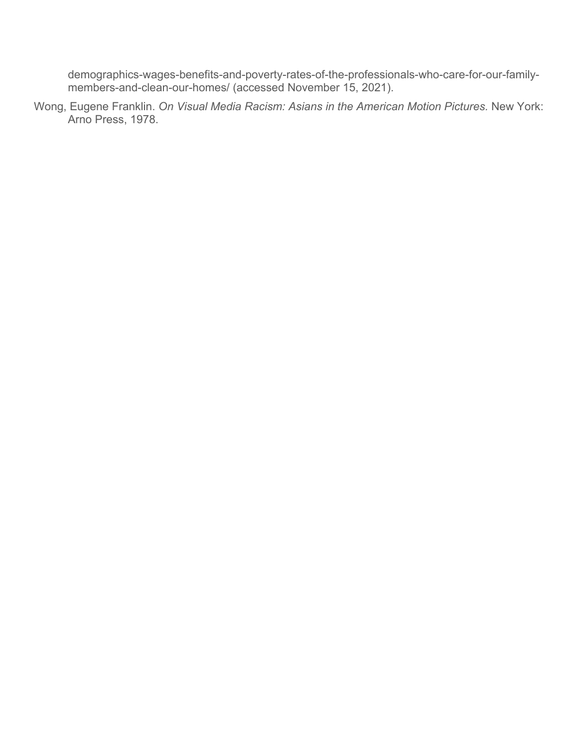demographics-wages-benefits-and-poverty-rates-of-the-professionals-who-care-for-our-family-members-and-clean-our-homes/ (accessed November 15, 2021).

Wong, Eugene Franklin. *On Visual Media Racism: Asians in the American Motion Pictures.* New York: Arno Press, 1978.